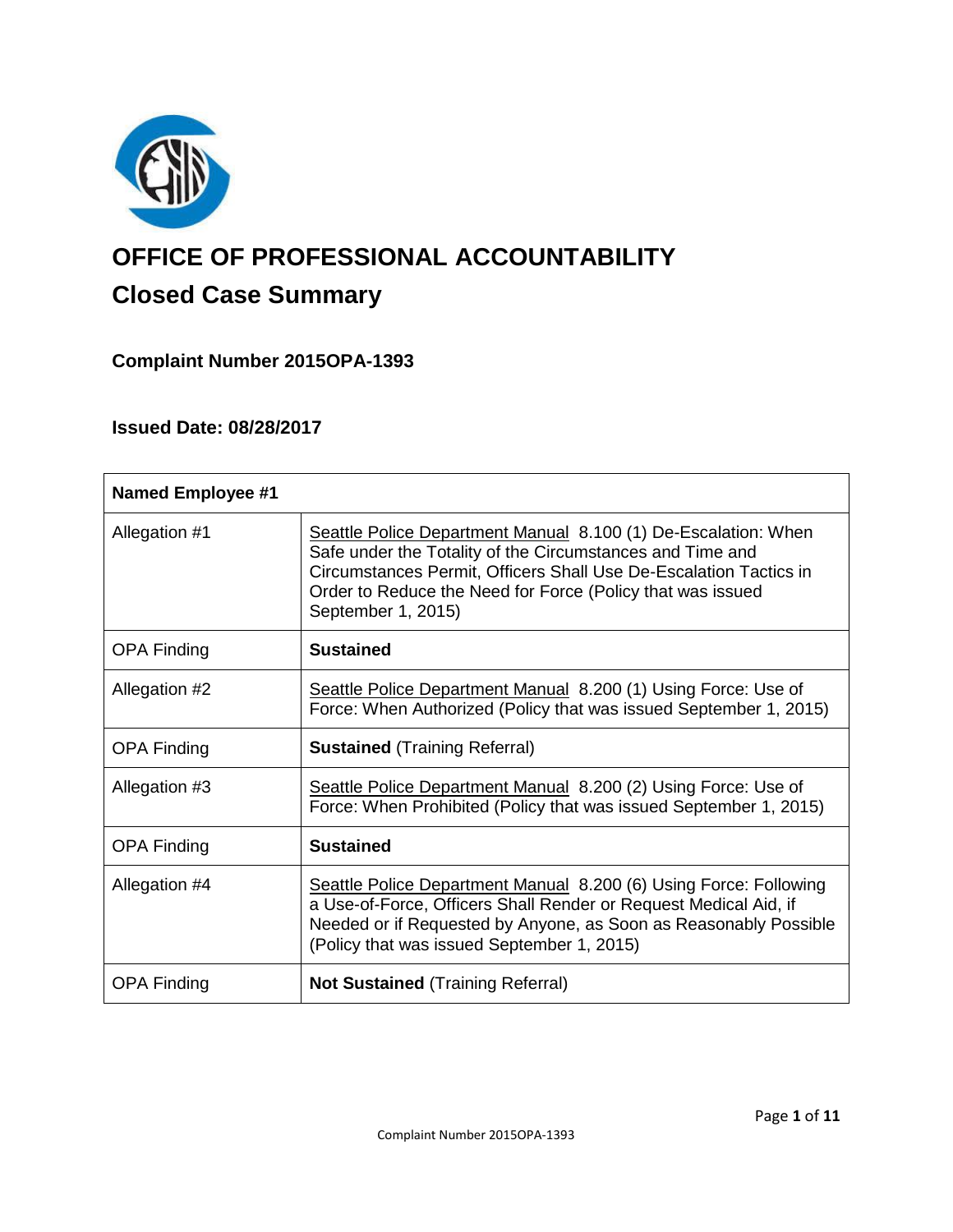# OFFICE OF PROFESSIONAL ACCOUNTABILITY

## Closed Case Summary

### Complaint Number 2015OPA-1393

### Issued Date: 08/28/2017

| **Named Employee #1** | |
|---|---|
| Allegation #1 | Seattle Police Department Manual 8.100 (1) De-Escalation: When Safe under the Totality of the Circumstances and Time and Circumstances Permit, Officers Shall Use De-Escalation Tactics in Order to Reduce the Need for Force (Policy that was issued September 1, 2015) |
| OPA Finding | **Sustained** |
| Allegation #2 | Seattle Police Department Manual 8.200 (1) Using Force: Use of Force: When Authorized (Policy that was issued September 1, 2015) |
| OPA Finding | **Sustained** (Training Referral) |
| Allegation #3 | Seattle Police Department Manual 8.200 (2) Using Force: Use of Force: When Prohibited (Policy that was issued September 1, 2015) |
| OPA Finding | **Sustained** |
| Allegation #4 | Seattle Police Department Manual 8.200 (6) Using Force: Following a Use-of-Force, Officers Shall Render or Request Medical Aid, if Needed or if Requested by Anyone, as Soon as Reasonably Possible (Policy that was issued September 1, 2015) |
| OPA Finding | **Not Sustained** (Training Referral) |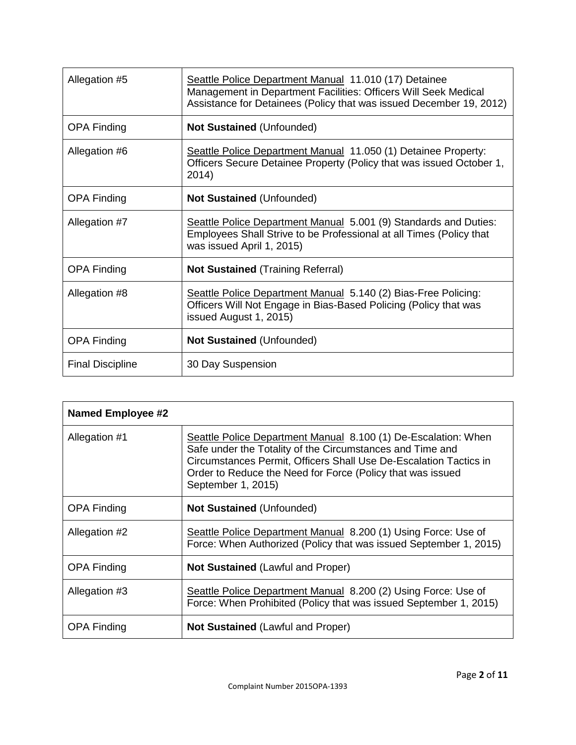| | |
|---|---|
| Allegation #5 | Seattle Police Department Manual 11.010 (17) Detainee Management in Department Facilities: Officers Will Seek Medical Assistance for Detainees (Policy that was issued December 19, 2012) |
| OPA Finding | **Not Sustained** (Unfounded) |
| Allegation #6 | Seattle Police Department Manual 11.050 (1) Detainee Property: Officers Secure Detainee Property (Policy that was issued October 1, 2014) |
| OPA Finding | **Not Sustained** (Unfounded) |
| Allegation #7 | Seattle Police Department Manual 5.001 (9) Standards and Duties: Employees Shall Strive to be Professional at all Times (Policy that was issued April 1, 2015) |
| OPA Finding | **Not Sustained** (Training Referral) |
| Allegation #8 | Seattle Police Department Manual 5.140 (2) Bias-Free Policing: Officers Will Not Engage in Bias-Based Policing (Policy that was issued August 1, 2015) |
| OPA Finding | **Not Sustained** (Unfounded) |
| Final Discipline | 30 Day Suspension |

| **Named Employee #2** | |
|---|---|
| Allegation #1 | Seattle Police Department Manual 8.100 (1) De-Escalation: When Safe under the Totality of the Circumstances and Time and Circumstances Permit, Officers Shall Use De-Escalation Tactics in Order to Reduce the Need for Force (Policy that was issued September 1, 2015) |
| OPA Finding | **Not Sustained** (Unfounded) |
| Allegation #2 | Seattle Police Department Manual 8.200 (1) Using Force: Use of Force: When Authorized (Policy that was issued September 1, 2015) |
| OPA Finding | **Not Sustained** (Lawful and Proper) |
| Allegation #3 | Seattle Police Department Manual 8.200 (2) Using Force: Use of Force: When Prohibited (Policy that was issued September 1, 2015) |
| OPA Finding | **Not Sustained** (Lawful and Proper) |

Complaint Number 2015OPA-1393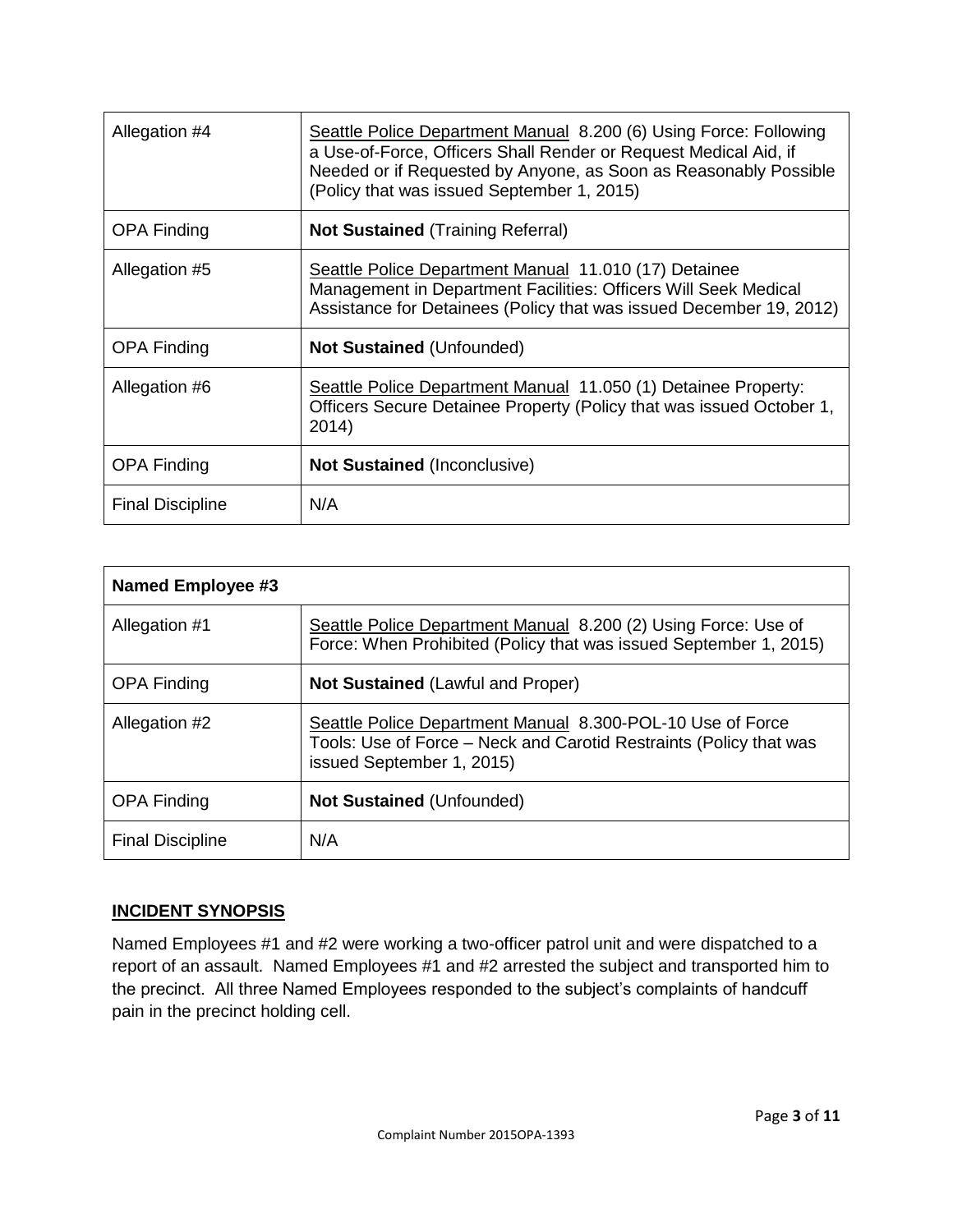| | |
|---|---|
| Allegation #4 | Seattle Police Department Manual 8.200 (6) Using Force: Following a Use-of-Force, Officers Shall Render or Request Medical Aid, if Needed or if Requested by Anyone, as Soon as Reasonably Possible (Policy that was issued September 1, 2015) |
| OPA Finding | **Not Sustained** (Training Referral) |
| Allegation #5 | Seattle Police Department Manual 11.010 (17) Detainee Management in Department Facilities: Officers Will Seek Medical Assistance for Detainees (Policy that was issued December 19, 2012) |
| OPA Finding | **Not Sustained** (Unfounded) |
| Allegation #6 | Seattle Police Department Manual 11.050 (1) Detainee Property: Officers Secure Detainee Property (Policy that was issued October 1, 2014) |
| OPA Finding | **Not Sustained** (Inconclusive) |
| Final Discipline | N/A |

| **Named Employee #3** | |
|---|---|
| Allegation #1 | Seattle Police Department Manual 8.200 (2) Using Force: Use of Force: When Prohibited (Policy that was issued September 1, 2015) |
| OPA Finding | **Not Sustained** (Lawful and Proper) |
| Allegation #2 | Seattle Police Department Manual 8.300-POL-10 Use of Force Tools: Use of Force – Neck and Carotid Restraints (Policy that was issued September 1, 2015) |
| OPA Finding | **Not Sustained** (Unfounded) |
| Final Discipline | N/A |

## INCIDENT SYNOPSIS

Named Employees #1 and #2 were working a two-officer patrol unit and were dispatched to a report of an assault. Named Employees #1 and #2 arrested the subject and transported him to the precinct. All three Named Employees responded to the subject's complaints of handcuff pain in the precinct holding cell.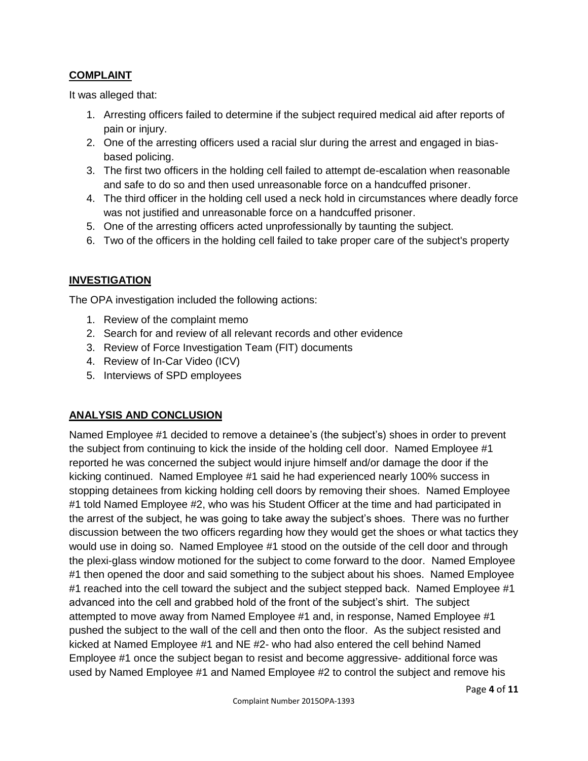**COMPLAINT**

It was alleged that:

1. Arresting officers failed to determine if the subject required medical aid after reports of pain or injury.
2. One of the arresting officers used a racial slur during the arrest and engaged in bias-based policing.
3. The first two officers in the holding cell failed to attempt de-escalation when reasonable and safe to do so and then used unreasonable force on a handcuffed prisoner.
4. The third officer in the holding cell used a neck hold in circumstances where deadly force was not justified and unreasonable force on a handcuffed prisoner.
5. One of the arresting officers acted unprofessionally by taunting the subject.
6. Two of the officers in the holding cell failed to take proper care of the subject's property

**INVESTIGATION**

The OPA investigation included the following actions:

1. Review of the complaint memo
2. Search for and review of all relevant records and other evidence
3. Review of Force Investigation Team (FIT) documents
4. Review of In-Car Video (ICV)
5. Interviews of SPD employees

**ANALYSIS AND CONCLUSION**

Named Employee #1 decided to remove a detainee's (the subject's) shoes in order to prevent the subject from continuing to kick the inside of the holding cell door. Named Employee #1 reported he was concerned the subject would injure himself and/or damage the door if the kicking continued. Named Employee #1 said he had experienced nearly 100% success in stopping detainees from kicking holding cell doors by removing their shoes. Named Employee #1 told Named Employee #2, who was his Student Officer at the time and had participated in the arrest of the subject, he was going to take away the subject's shoes. There was no further discussion between the two officers regarding how they would get the shoes or what tactics they would use in doing so. Named Employee #1 stood on the outside of the cell door and through the plexi-glass window motioned for the subject to come forward to the door. Named Employee #1 then opened the door and said something to the subject about his shoes. Named Employee #1 reached into the cell toward the subject and the subject stepped back. Named Employee #1 advanced into the cell and grabbed hold of the front of the subject's shirt. The subject attempted to move away from Named Employee #1 and, in response, Named Employee #1 pushed the subject to the wall of the cell and then onto the floor. As the subject resisted and kicked at Named Employee #1 and NE #2- who had also entered the cell behind Named Employee #1 once the subject began to resist and become aggressive- additional force was used by Named Employee #1 and Named Employee #2 to control the subject and remove his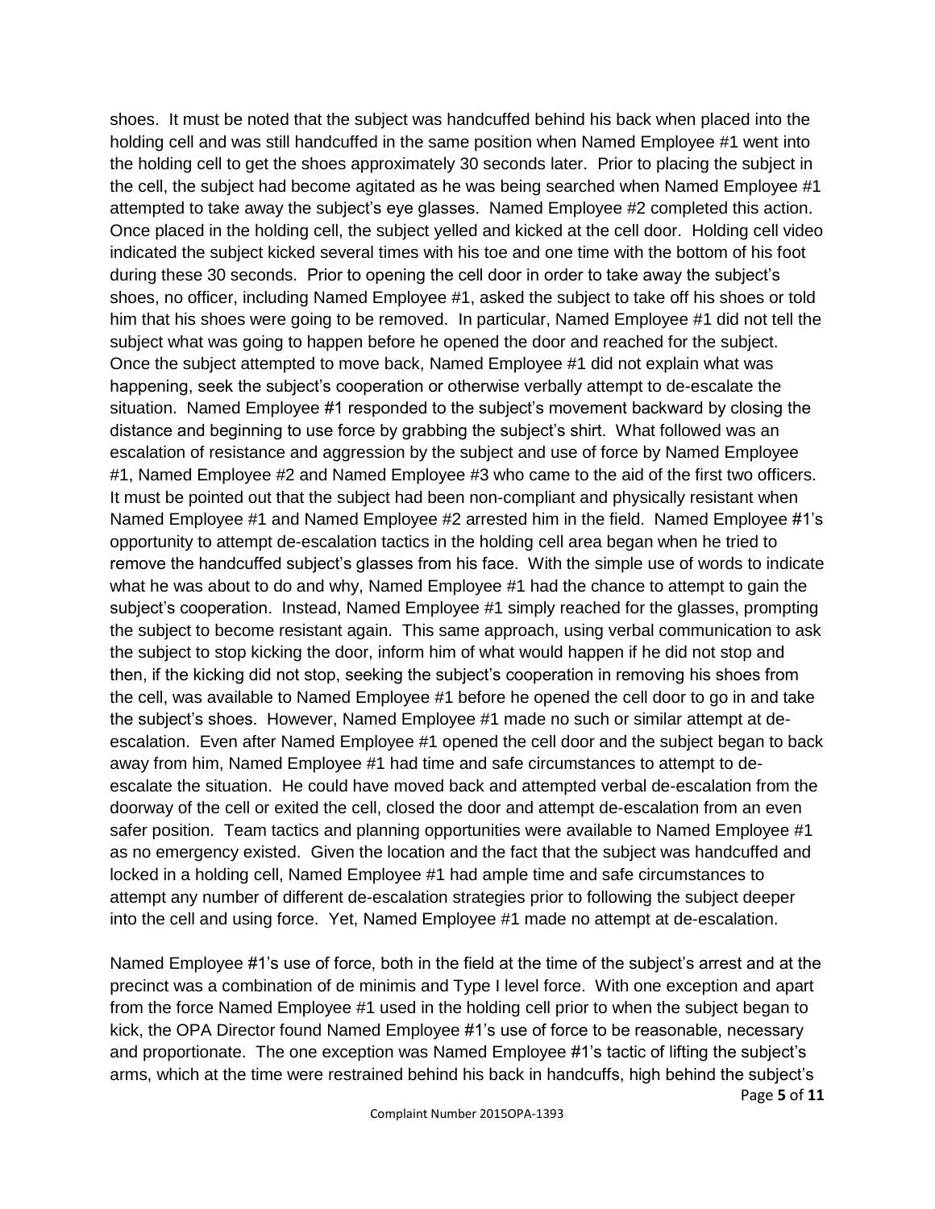shoes. It must be noted that the subject was handcuffed behind his back when placed into the holding cell and was still handcuffed in the same position when Named Employee #1 went into the holding cell to get the shoes approximately 30 seconds later. Prior to placing the subject in the cell, the subject had become agitated as he was being searched when Named Employee #1 attempted to take away the subject's eye glasses. Named Employee #2 completed this action. Once placed in the holding cell, the subject yelled and kicked at the cell door. Holding cell video indicated the subject kicked several times with his toe and one time with the bottom of his foot during these 30 seconds. Prior to opening the cell door in order to take away the subject's shoes, no officer, including Named Employee #1, asked the subject to take off his shoes or told him that his shoes were going to be removed. In particular, Named Employee #1 did not tell the subject what was going to happen before he opened the door and reached for the subject. Once the subject attempted to move back, Named Employee #1 did not explain what was happening, seek the subject's cooperation or otherwise verbally attempt to de-escalate the situation. Named Employee #1 responded to the subject's movement backward by closing the distance and beginning to use force by grabbing the subject's shirt. What followed was an escalation of resistance and aggression by the subject and use of force by Named Employee #1, Named Employee #2 and Named Employee #3 who came to the aid of the first two officers. It must be pointed out that the subject had been non-compliant and physically resistant when Named Employee #1 and Named Employee #2 arrested him in the field. Named Employee #1's opportunity to attempt de-escalation tactics in the holding cell area began when he tried to remove the handcuffed subject's glasses from his face. With the simple use of words to indicate what he was about to do and why, Named Employee #1 had the chance to attempt to gain the subject's cooperation. Instead, Named Employee #1 simply reached for the glasses, prompting the subject to become resistant again. This same approach, using verbal communication to ask the subject to stop kicking the door, inform him of what would happen if he did not stop and then, if the kicking did not stop, seeking the subject's cooperation in removing his shoes from the cell, was available to Named Employee #1 before he opened the cell door to go in and take the subject's shoes. However, Named Employee #1 made no such or similar attempt at de-escalation. Even after Named Employee #1 opened the cell door and the subject began to back away from him, Named Employee #1 had time and safe circumstances to attempt to de-escalate the situation. He could have moved back and attempted verbal de-escalation from the doorway of the cell or exited the cell, closed the door and attempt de-escalation from an even safer position. Team tactics and planning opportunities were available to Named Employee #1 as no emergency existed. Given the location and the fact that the subject was handcuffed and locked in a holding cell, Named Employee #1 had ample time and safe circumstances to attempt any number of different de-escalation strategies prior to following the subject deeper into the cell and using force. Yet, Named Employee #1 made no attempt at de-escalation.

Named Employee #1's use of force, both in the field at the time of the subject's arrest and at the precinct was a combination of de minimis and Type I level force. With one exception and apart from the force Named Employee #1 used in the holding cell prior to when the subject began to kick, the OPA Director found Named Employee #1's use of force to be reasonable, necessary and proportionate. The one exception was Named Employee #1's tactic of lifting the subject's arms, which at the time were restrained behind his back in handcuffs, high behind the subject's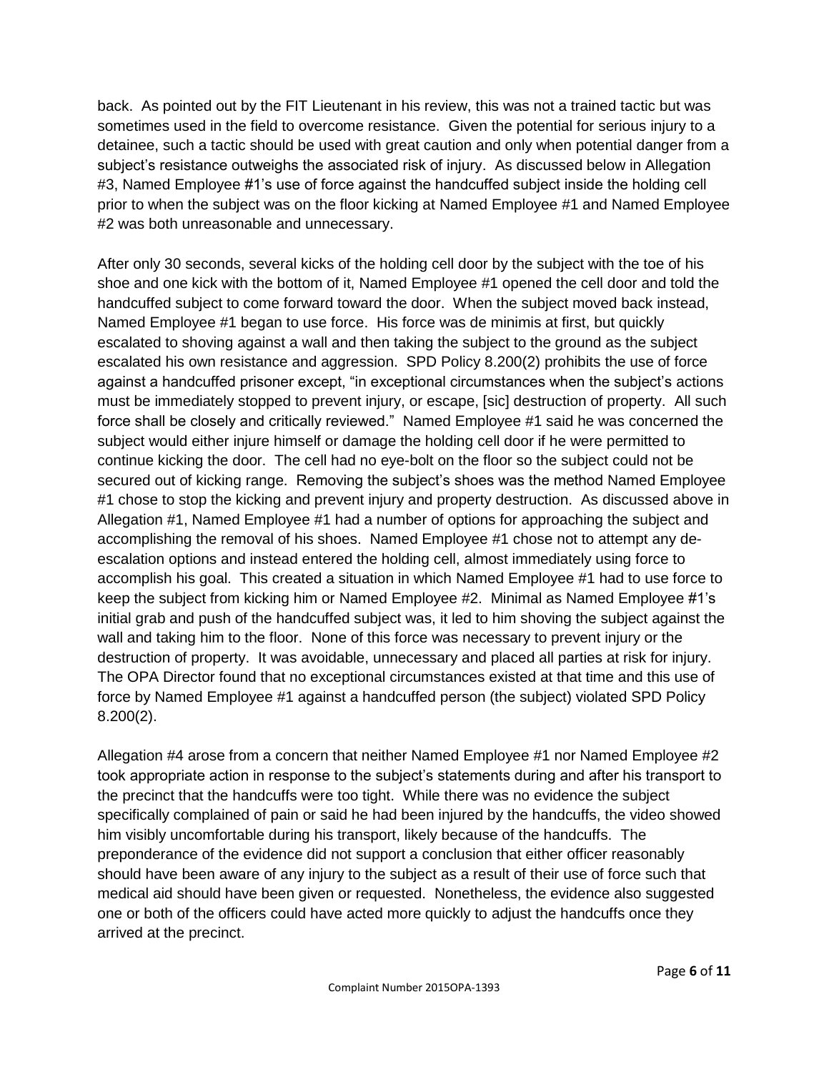back. As pointed out by the FIT Lieutenant in his review, this was not a trained tactic but was sometimes used in the field to overcome resistance. Given the potential for serious injury to a detainee, such a tactic should be used with great caution and only when potential danger from a subject's resistance outweighs the associated risk of injury. As discussed below in Allegation #3, Named Employee #1's use of force against the handcuffed subject inside the holding cell prior to when the subject was on the floor kicking at Named Employee #1 and Named Employee #2 was both unreasonable and unnecessary.

After only 30 seconds, several kicks of the holding cell door by the subject with the toe of his shoe and one kick with the bottom of it, Named Employee #1 opened the cell door and told the handcuffed subject to come forward toward the door. When the subject moved back instead, Named Employee #1 began to use force. His force was de minimis at first, but quickly escalated to shoving against a wall and then taking the subject to the ground as the subject escalated his own resistance and aggression. SPD Policy 8.200(2) prohibits the use of force against a handcuffed prisoner except, "in exceptional circumstances when the subject's actions must be immediately stopped to prevent injury, or escape, [sic] destruction of property. All such force shall be closely and critically reviewed." Named Employee #1 said he was concerned the subject would either injure himself or damage the holding cell door if he were permitted to continue kicking the door. The cell had no eye-bolt on the floor so the subject could not be secured out of kicking range. Removing the subject's shoes was the method Named Employee #1 chose to stop the kicking and prevent injury and property destruction. As discussed above in Allegation #1, Named Employee #1 had a number of options for approaching the subject and accomplishing the removal of his shoes. Named Employee #1 chose not to attempt any de-escalation options and instead entered the holding cell, almost immediately using force to accomplish his goal. This created a situation in which Named Employee #1 had to use force to keep the subject from kicking him or Named Employee #2. Minimal as Named Employee #1's initial grab and push of the handcuffed subject was, it led to him shoving the subject against the wall and taking him to the floor. None of this force was necessary to prevent injury or the destruction of property. It was avoidable, unnecessary and placed all parties at risk for injury. The OPA Director found that no exceptional circumstances existed at that time and this use of force by Named Employee #1 against a handcuffed person (the subject) violated SPD Policy 8.200(2).

Allegation #4 arose from a concern that neither Named Employee #1 nor Named Employee #2 took appropriate action in response to the subject's statements during and after his transport to the precinct that the handcuffs were too tight. While there was no evidence the subject specifically complained of pain or said he had been injured by the handcuffs, the video showed him visibly uncomfortable during his transport, likely because of the handcuffs. The preponderance of the evidence did not support a conclusion that either officer reasonably should have been aware of any injury to the subject as a result of their use of force such that medical aid should have been given or requested. Nonetheless, the evidence also suggested one or both of the officers could have acted more quickly to adjust the handcuffs once they arrived at the precinct.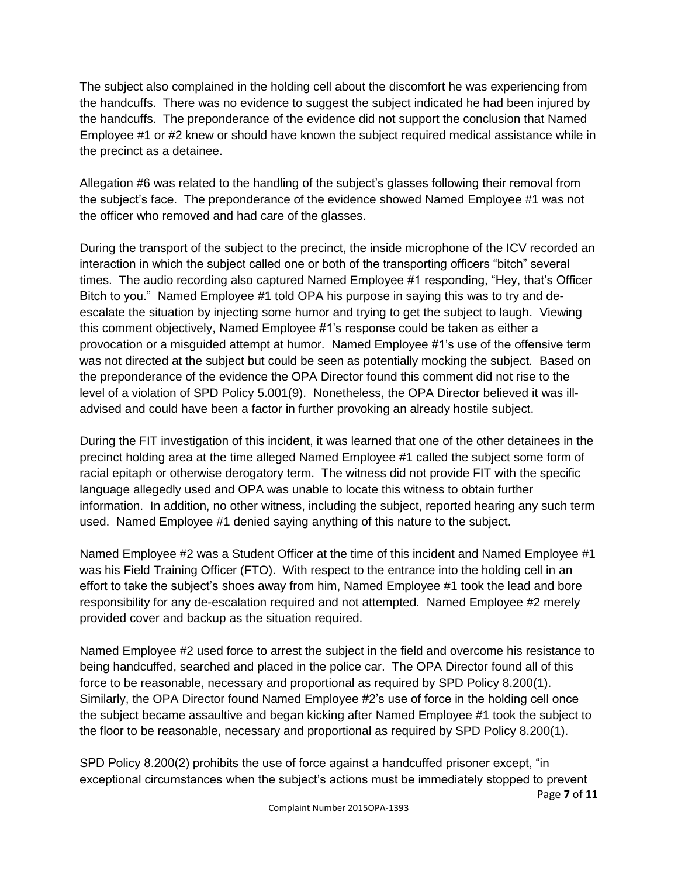The subject also complained in the holding cell about the discomfort he was experiencing from the handcuffs. There was no evidence to suggest the subject indicated he had been injured by the handcuffs. The preponderance of the evidence did not support the conclusion that Named Employee #1 or #2 knew or should have known the subject required medical assistance while in the precinct as a detainee.

Allegation #6 was related to the handling of the subject's glasses following their removal from the subject's face. The preponderance of the evidence showed Named Employee #1 was not the officer who removed and had care of the glasses.

During the transport of the subject to the precinct, the inside microphone of the ICV recorded an interaction in which the subject called one or both of the transporting officers "bitch" several times. The audio recording also captured Named Employee #1 responding, "Hey, that's Officer Bitch to you." Named Employee #1 told OPA his purpose in saying this was to try and de-escalate the situation by injecting some humor and trying to get the subject to laugh. Viewing this comment objectively, Named Employee #1's response could be taken as either a provocation or a misguided attempt at humor. Named Employee #1's use of the offensive term was not directed at the subject but could be seen as potentially mocking the subject. Based on the preponderance of the evidence the OPA Director found this comment did not rise to the level of a violation of SPD Policy 5.001(9). Nonetheless, the OPA Director believed it was ill-advised and could have been a factor in further provoking an already hostile subject.

During the FIT investigation of this incident, it was learned that one of the other detainees in the precinct holding area at the time alleged Named Employee #1 called the subject some form of racial epitaph or otherwise derogatory term. The witness did not provide FIT with the specific language allegedly used and OPA was unable to locate this witness to obtain further information. In addition, no other witness, including the subject, reported hearing any such term used. Named Employee #1 denied saying anything of this nature to the subject.

Named Employee #2 was a Student Officer at the time of this incident and Named Employee #1 was his Field Training Officer (FTO). With respect to the entrance into the holding cell in an effort to take the subject's shoes away from him, Named Employee #1 took the lead and bore responsibility for any de-escalation required and not attempted. Named Employee #2 merely provided cover and backup as the situation required.

Named Employee #2 used force to arrest the subject in the field and overcome his resistance to being handcuffed, searched and placed in the police car. The OPA Director found all of this force to be reasonable, necessary and proportional as required by SPD Policy 8.200(1). Similarly, the OPA Director found Named Employee #2's use of force in the holding cell once the subject became assaultive and began kicking after Named Employee #1 took the subject to the floor to be reasonable, necessary and proportional as required by SPD Policy 8.200(1).

SPD Policy 8.200(2) prohibits the use of force against a handcuffed prisoner except, "in exceptional circumstances when the subject's actions must be immediately stopped to prevent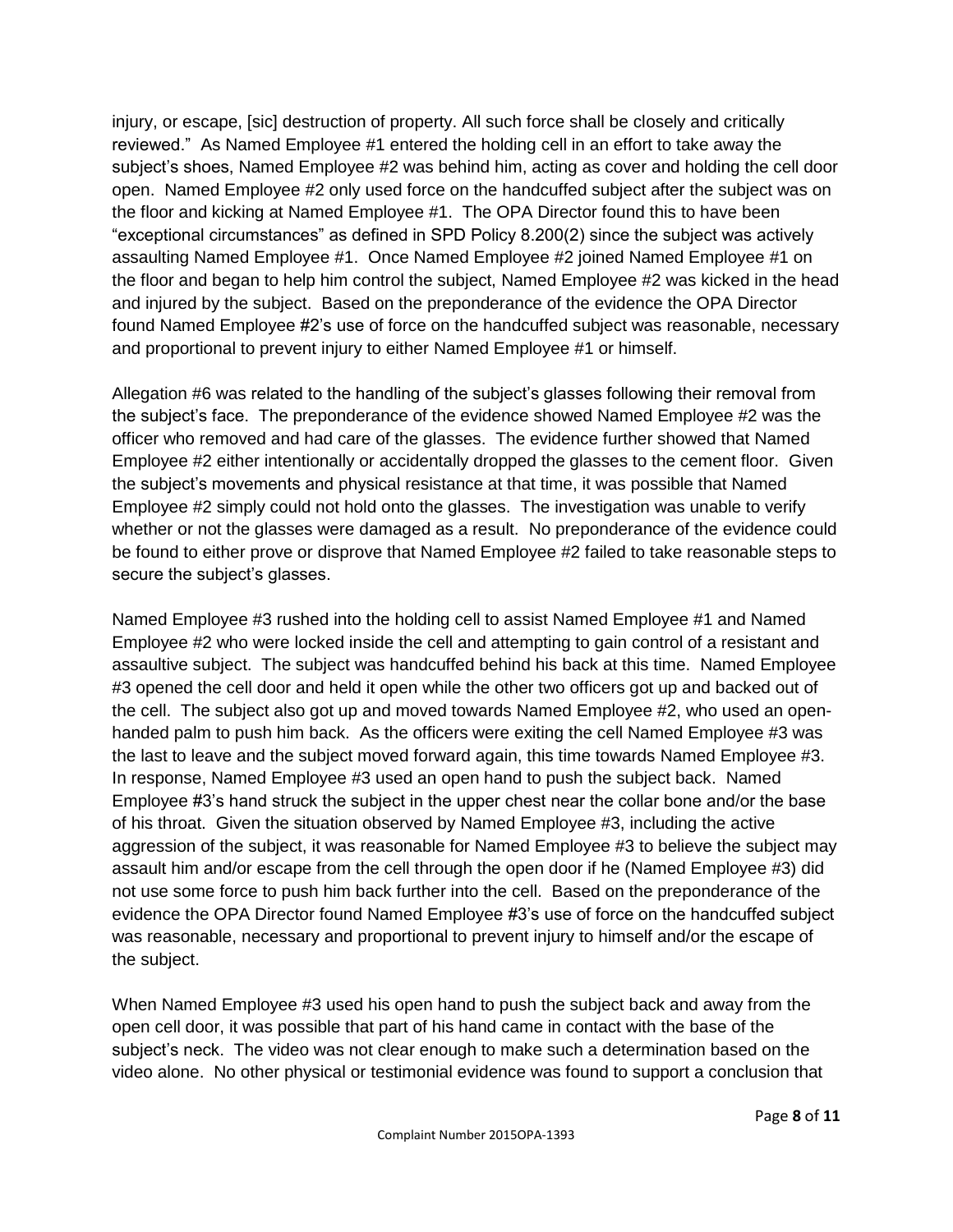injury, or escape, [sic] destruction of property. All such force shall be closely and critically reviewed." As Named Employee #1 entered the holding cell in an effort to take away the subject's shoes, Named Employee #2 was behind him, acting as cover and holding the cell door open. Named Employee #2 only used force on the handcuffed subject after the subject was on the floor and kicking at Named Employee #1. The OPA Director found this to have been "exceptional circumstances" as defined in SPD Policy 8.200(2) since the subject was actively assaulting Named Employee #1. Once Named Employee #2 joined Named Employee #1 on the floor and began to help him control the subject, Named Employee #2 was kicked in the head and injured by the subject. Based on the preponderance of the evidence the OPA Director found Named Employee #2's use of force on the handcuffed subject was reasonable, necessary and proportional to prevent injury to either Named Employee #1 or himself.

Allegation #6 was related to the handling of the subject's glasses following their removal from the subject's face. The preponderance of the evidence showed Named Employee #2 was the officer who removed and had care of the glasses. The evidence further showed that Named Employee #2 either intentionally or accidentally dropped the glasses to the cement floor. Given the subject's movements and physical resistance at that time, it was possible that Named Employee #2 simply could not hold onto the glasses. The investigation was unable to verify whether or not the glasses were damaged as a result. No preponderance of the evidence could be found to either prove or disprove that Named Employee #2 failed to take reasonable steps to secure the subject's glasses.

Named Employee #3 rushed into the holding cell to assist Named Employee #1 and Named Employee #2 who were locked inside the cell and attempting to gain control of a resistant and assaultive subject. The subject was handcuffed behind his back at this time. Named Employee #3 opened the cell door and held it open while the other two officers got up and backed out of the cell. The subject also got up and moved towards Named Employee #2, who used an open-handed palm to push him back. As the officers were exiting the cell Named Employee #3 was the last to leave and the subject moved forward again, this time towards Named Employee #3. In response, Named Employee #3 used an open hand to push the subject back. Named Employee #3's hand struck the subject in the upper chest near the collar bone and/or the base of his throat. Given the situation observed by Named Employee #3, including the active aggression of the subject, it was reasonable for Named Employee #3 to believe the subject may assault him and/or escape from the cell through the open door if he (Named Employee #3) did not use some force to push him back further into the cell. Based on the preponderance of the evidence the OPA Director found Named Employee #3's use of force on the handcuffed subject was reasonable, necessary and proportional to prevent injury to himself and/or the escape of the subject.

When Named Employee #3 used his open hand to push the subject back and away from the open cell door, it was possible that part of his hand came in contact with the base of the subject's neck. The video was not clear enough to make such a determination based on the video alone. No other physical or testimonial evidence was found to support a conclusion that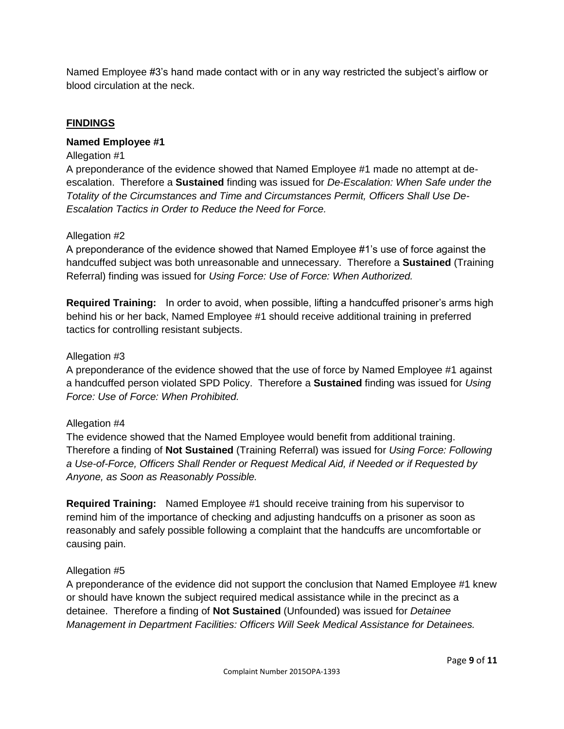Named Employee #3's hand made contact with or in any way restricted the subject's airflow or blood circulation at the neck.

## FINDINGS

### Named Employee #1

Allegation #1

A preponderance of the evidence showed that Named Employee #1 made no attempt at de-escalation. Therefore a **Sustained** finding was issued for *De-Escalation: When Safe under the Totality of the Circumstances and Time and Circumstances Permit, Officers Shall Use De-Escalation Tactics in Order to Reduce the Need for Force.*

Allegation #2

A preponderance of the evidence showed that Named Employee #1's use of force against the handcuffed subject was both unreasonable and unnecessary. Therefore a **Sustained** (Training Referral) finding was issued for *Using Force: Use of Force: When Authorized.*

**Required Training:** In order to avoid, when possible, lifting a handcuffed prisoner's arms high behind his or her back, Named Employee #1 should receive additional training in preferred tactics for controlling resistant subjects.

Allegation #3

A preponderance of the evidence showed that the use of force by Named Employee #1 against a handcuffed person violated SPD Policy. Therefore a **Sustained** finding was issued for *Using Force: Use of Force: When Prohibited.*

Allegation #4

The evidence showed that the Named Employee would benefit from additional training. Therefore a finding of **Not Sustained** (Training Referral) was issued for *Using Force: Following a Use-of-Force, Officers Shall Render or Request Medical Aid, if Needed or if Requested by Anyone, as Soon as Reasonably Possible.*

**Required Training:** Named Employee #1 should receive training from his supervisor to remind him of the importance of checking and adjusting handcuffs on a prisoner as soon as reasonably and safely possible following a complaint that the handcuffs are uncomfortable or causing pain.

Allegation #5

A preponderance of the evidence did not support the conclusion that Named Employee #1 knew or should have known the subject required medical assistance while in the precinct as a detainee. Therefore a finding of **Not Sustained** (Unfounded) was issued for *Detainee Management in Department Facilities: Officers Will Seek Medical Assistance for Detainees.*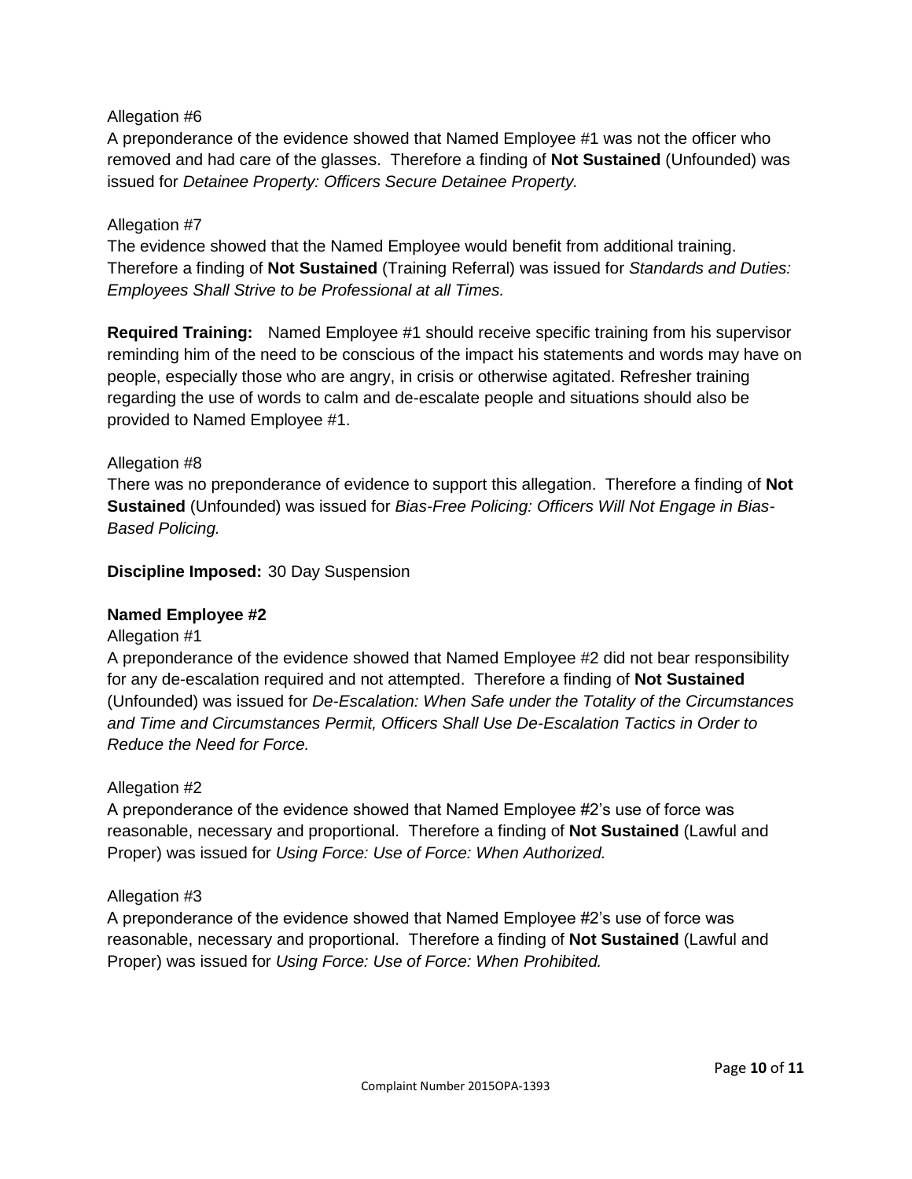Allegation #6

A preponderance of the evidence showed that Named Employee #1 was not the officer who removed and had care of the glasses. Therefore a finding of **Not Sustained** (Unfounded) was issued for *Detainee Property: Officers Secure Detainee Property.*

Allegation #7

The evidence showed that the Named Employee would benefit from additional training. Therefore a finding of **Not Sustained** (Training Referral) was issued for *Standards and Duties: Employees Shall Strive to be Professional at all Times.*

**Required Training:** Named Employee #1 should receive specific training from his supervisor reminding him of the need to be conscious of the impact his statements and words may have on people, especially those who are angry, in crisis or otherwise agitated. Refresher training regarding the use of words to calm and de-escalate people and situations should also be provided to Named Employee #1.

Allegation #8

There was no preponderance of evidence to support this allegation. Therefore a finding of **Not Sustained** (Unfounded) was issued for *Bias-Free Policing: Officers Will Not Engage in Bias-Based Policing.*

**Discipline Imposed:** 30 Day Suspension

**Named Employee #2**

Allegation #1

A preponderance of the evidence showed that Named Employee #2 did not bear responsibility for any de-escalation required and not attempted. Therefore a finding of **Not Sustained** (Unfounded) was issued for *De-Escalation: When Safe under the Totality of the Circumstances and Time and Circumstances Permit, Officers Shall Use De-Escalation Tactics in Order to Reduce the Need for Force.*

Allegation #2

A preponderance of the evidence showed that Named Employee #2's use of force was reasonable, necessary and proportional. Therefore a finding of **Not Sustained** (Lawful and Proper) was issued for *Using Force: Use of Force: When Authorized.*

Allegation #3

A preponderance of the evidence showed that Named Employee #2's use of force was reasonable, necessary and proportional. Therefore a finding of **Not Sustained** (Lawful and Proper) was issued for *Using Force: Use of Force: When Prohibited.*

Complaint Number 2015OPA-1393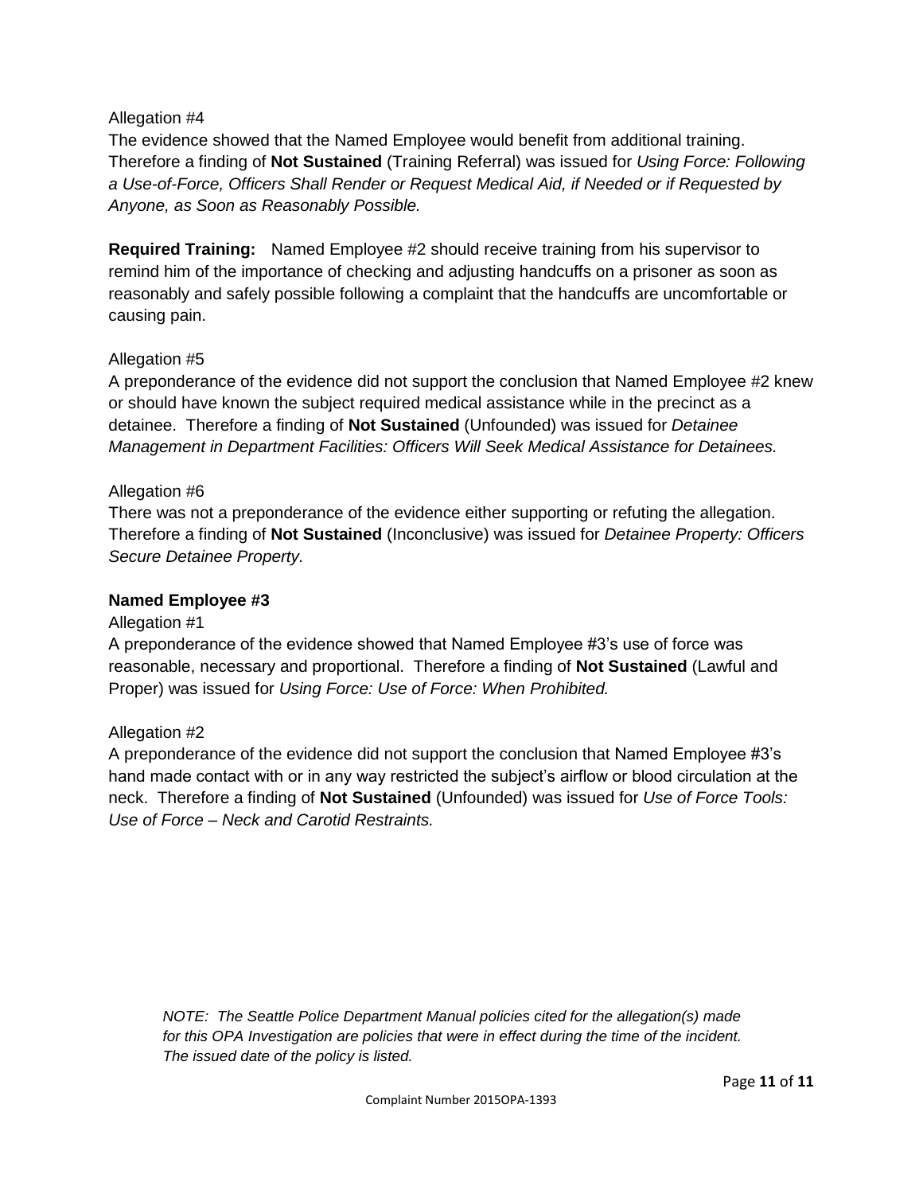Allegation #4

The evidence showed that the Named Employee would benefit from additional training. Therefore a finding of **Not Sustained** (Training Referral) was issued for *Using Force: Following a Use-of-Force, Officers Shall Render or Request Medical Aid, if Needed or if Requested by Anyone, as Soon as Reasonably Possible.*

**Required Training:** Named Employee #2 should receive training from his supervisor to remind him of the importance of checking and adjusting handcuffs on a prisoner as soon as reasonably and safely possible following a complaint that the handcuffs are uncomfortable or causing pain.

Allegation #5

A preponderance of the evidence did not support the conclusion that Named Employee #2 knew or should have known the subject required medical assistance while in the precinct as a detainee. Therefore a finding of **Not Sustained** (Unfounded) was issued for *Detainee Management in Department Facilities: Officers Will Seek Medical Assistance for Detainees.*

Allegation #6

There was not a preponderance of the evidence either supporting or refuting the allegation. Therefore a finding of **Not Sustained** (Inconclusive) was issued for *Detainee Property: Officers Secure Detainee Property.*

**Named Employee #3**

Allegation #1

A preponderance of the evidence showed that Named Employee #3's use of force was reasonable, necessary and proportional. Therefore a finding of **Not Sustained** (Lawful and Proper) was issued for *Using Force: Use of Force: When Prohibited.*

Allegation #2

A preponderance of the evidence did not support the conclusion that Named Employee #3's hand made contact with or in any way restricted the subject's airflow or blood circulation at the neck. Therefore a finding of **Not Sustained** (Unfounded) was issued for *Use of Force Tools: Use of Force – Neck and Carotid Restraints.*

*NOTE: The Seattle Police Department Manual policies cited for the allegation(s) made for this OPA Investigation are policies that were in effect during the time of the incident. The issued date of the policy is listed.*

Complaint Number 2015OPA-1393